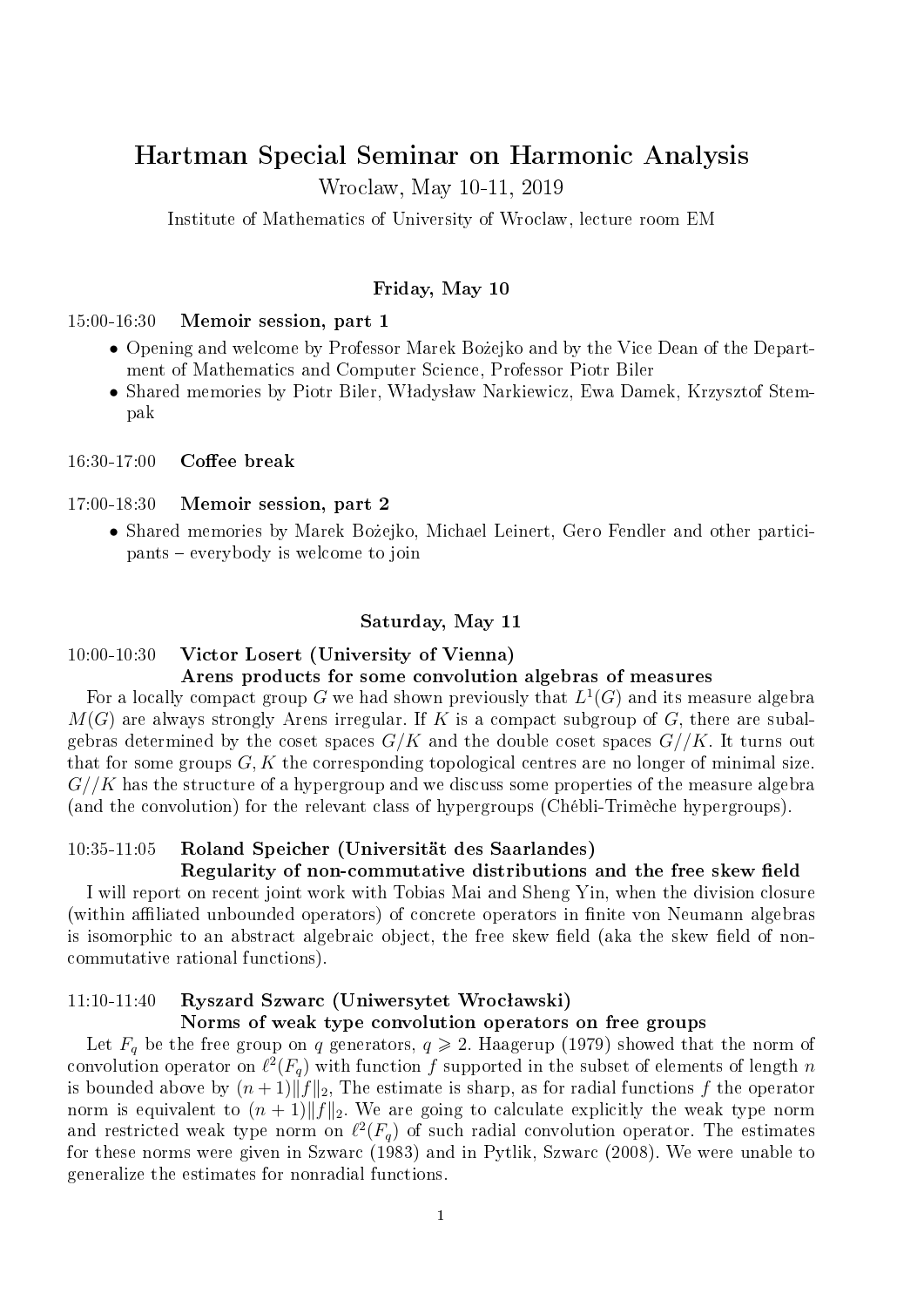# Hartman Special Seminar on Harmonic Analysis

Wroclaw, May 10-11, 2019

Institute of Mathematics of University of Wroclaw, lecture room EM

## Friday, May 10

15:00-16:30 **Memoir session, part 1**

- Opening and welcome by Professor Marek Bożejko and by the Vice Dean of the Department of Mathematics and Computer Science, Professor Piotr Biler
- Shared memories by Piotr Biler, Władysław Narkiewicz, Ewa Damek, Krzysztof Stempak

16:30-17:00 **Coffee break**

17:00-18:30 **Memoir session, part 2**

- Shared memories by Marek Bożejko, Michael Leinert, Gero Fendler and other participants – everybody is welcome to join

## Saturday, May 11

10:00-10:30 **Victor Losert (University of Vienna)**
**Arens products for some convolution algebras of measures**

For a locally compact group $G$ we had shown previously that $L^1(G)$ and its measure algebra $M(G)$ are always strongly Arens irregular. If $K$ is a compact subgroup of $G$, there are subalgebras determined by the coset spaces $G/K$ and the double coset spaces $G//K$. It turns out that for some groups $G, K$ the corresponding topological centres are no longer of minimal size. $G//K$ has the structure of a hypergroup and we discuss some properties of the measure algebra (and the convolution) for the relevant class of hypergroups (Chébli-Trimèche hypergroups).

10:35-11:05 **Roland Speicher (Universität des Saarlandes)**
**Regularity of non-commutative distributions and the free skew field**

I will report on recent joint work with Tobias Mai and Sheng Yin, when the division closure (within affiliated unbounded operators) of concrete operators in finite von Neumann algebras is isomorphic to an abstract algebraic object, the free skew field (aka the skew field of non-commutative rational functions).

11:10-11:40 **Ryszard Szwarc (Uniwersytet Wrocławski)**
**Norms of weak type convolution operators on free groups**

Let $F_q$ be the free group on $q$ generators, $q \geqslant 2$. Haagerup (1979) showed that the norm of convolution operator on $\ell^2(F_q)$ with function $f$ supported in the subset of elements of length $n$ is bounded above by $(n+1)\|f\|_2$, The estimate is sharp, as for radial functions $f$ the operator norm is equivalent to $(n+1)\|f\|_2$. We are going to calculate explicitly the weak type norm and restricted weak type norm on $\ell^2(F_q)$ of such radial convolution operator. The estimates for these norms were given in Szwarc (1983) and in Pytlik, Szwarc (2008). We were unable to generalize the estimates for nonradial functions.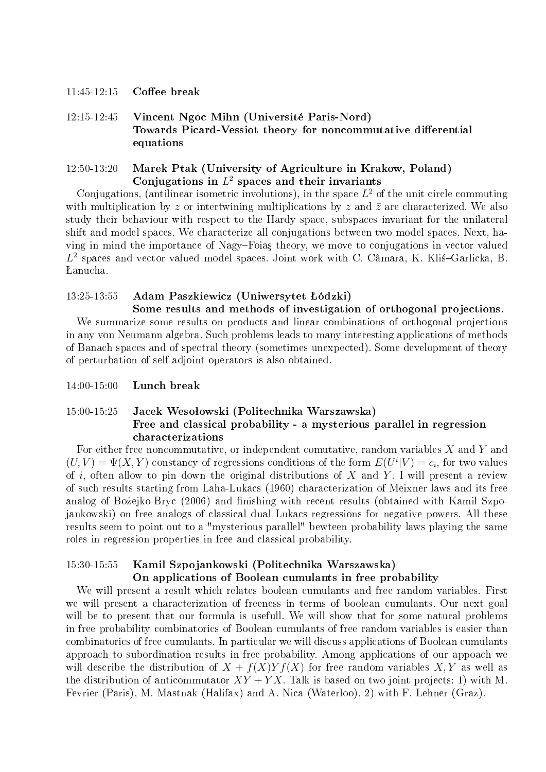11:45-12:15 **Coffee break**

12:15-12:45 **Vincent Ngoc Mihn (Université Paris-Nord)**
**Towards Picard-Vessiot theory for noncommutative differential equations**

12:50-13:20 **Marek Ptak (University of Agriculture in Krakow, Poland)**
**Conjugations in $L^2$ spaces and their invariants**

Conjugations, (antilinear isometric involutions), in the space $L^2$ of the unit circle commuting with multiplication by $z$ or intertwining multiplications by $z$ and $\bar{z}$ are characterized. We also study their behaviour with respect to the Hardy space, subspaces invariant for the unilateral shift and model spaces. We characterize all conjugations between two model spaces. Next, having in mind the importance of Nagy–Foiaş theory, we move to conjugations in vector valued $L^2$ spaces and vector valued model spaces. Joint work with C. Câmara, K. Kliś–Garlicka, B. Łanucha.

13:25-13:55 **Adam Paszkiewicz (Uniwersytet Łódzki)**
**Some results and methods of investigation of orthogonal projections.**

We summarize some results on products and linear combinations of orthogonal projections in any von Neumann algebra. Such problems leads to many interesting applications of methods of Banach spaces and of spectral theory (sometimes unexpected). Some development of theory of perturbation of self-adjoint operators is also obtained.

14:00-15:00 **Lunch break**

15:00-15:25 **Jacek Wesołowski (Politechnika Warszawska)**
**Free and classical probability - a mysterious parallel in regression characterizations**

For either free noncommutative, or independent comutative, random variables $X$ and $Y$ and $(U, V) = \Psi(X, Y)$ constancy of regressions conditions of the form $E(U^i|V) = c_i$, for two values of $i$, often allow to pin down the original distributions of $X$ and $Y$. I will present a review of such results starting from Laha-Lukacs (1960) characterization of Meixner laws and its free analog of Bożejko-Bryc (2006) and finishing with recent results (obtained with Kamil Szpojankowski) on free analogs of classical dual Lukacs regressions for negative powers. All these results seem to point out to a "mysterious parallel" bewteen probability laws playing the same roles in regression properties in free and classical probability.

15:30-15:55 **Kamil Szpojankowski (Politechnika Warszawska)**
**On applications of Boolean cumulants in free probability**

We will present a result which relates boolean cumulants and free random variables. First we will present a characterization of freeness in terms of boolean cumulants. Our next goal will be to present that our formula is usefull. We will show that for some natural problems in free probability combinatorics of Boolean cumulants of free random variables is easier than combinatorics of free cumulants. In particular we will discuss applications of Boolean cumulants approach to subordination results in free probability. Among applications of our appoach we will describe the distribution of $X + f(X)Yf(X)$ for free random variables $X, Y$ as well as the distribution of anticommutator $XY + YX$. Talk is based on two joint projects: 1) with M. Fevrier (Paris), M. Mastnak (Halifax) and A. Nica (Waterloo), 2) with F. Lehner (Graz).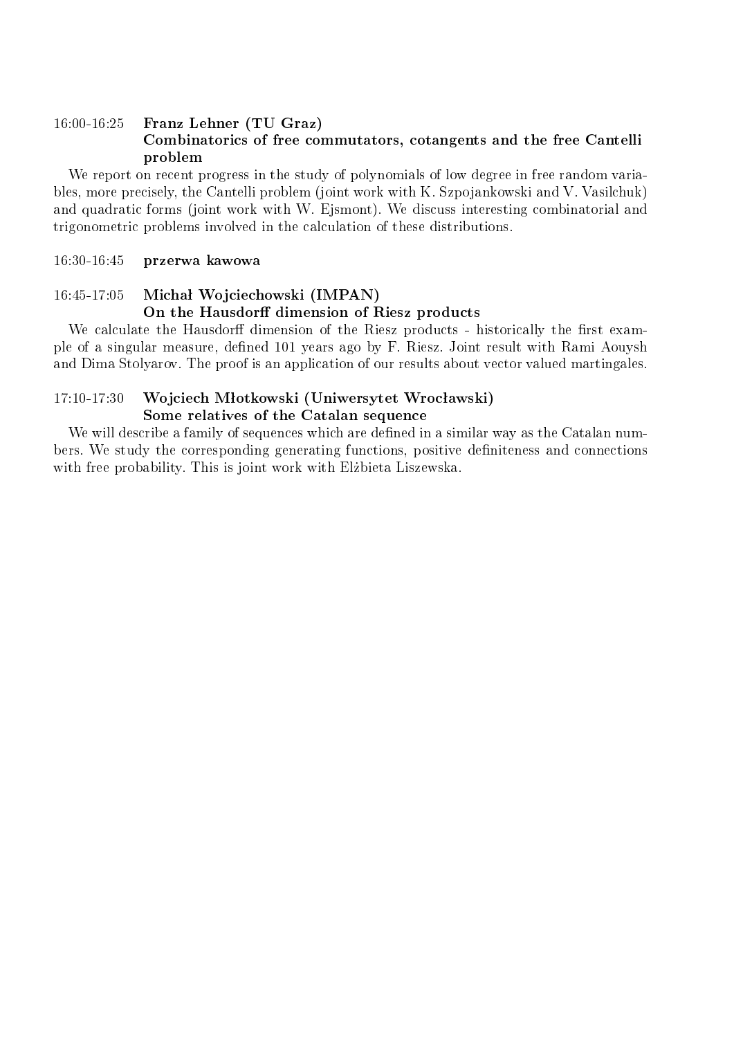16:00-16:25 **Franz Lehner (TU Graz)**
**Combinatorics of free commutators, cotangents and the free Cantelli problem**

We report on recent progress in the study of polynomials of low degree in free random variables, more precisely, the Cantelli problem (joint work with K. Szpojankowski and V. Vasilchuk) and quadratic forms (joint work with W. Ejsmont). We discuss interesting combinatorial and trigonometric problems involved in the calculation of these distributions.

16:30-16:45 **przerwa kawowa**

16:45-17:05 **Michał Wojciechowski (IMPAN)**
**On the Hausdorff dimension of Riesz products**

We calculate the Hausdorff dimension of the Riesz products - historically the first example of a singular measure, defined 101 years ago by F. Riesz. Joint result with Rami Aouysh and Dima Stolyarov. The proof is an application of our results about vector valued martingales.

17:10-17:30 **Wojciech Młotkowski (Uniwersytet Wrocławski)**
**Some relatives of the Catalan sequence**

We will describe a family of sequences which are defined in a similar way as the Catalan numbers. We study the corresponding generating functions, positive definiteness and connections with free probability. This is joint work with Elżbieta Liszewska.